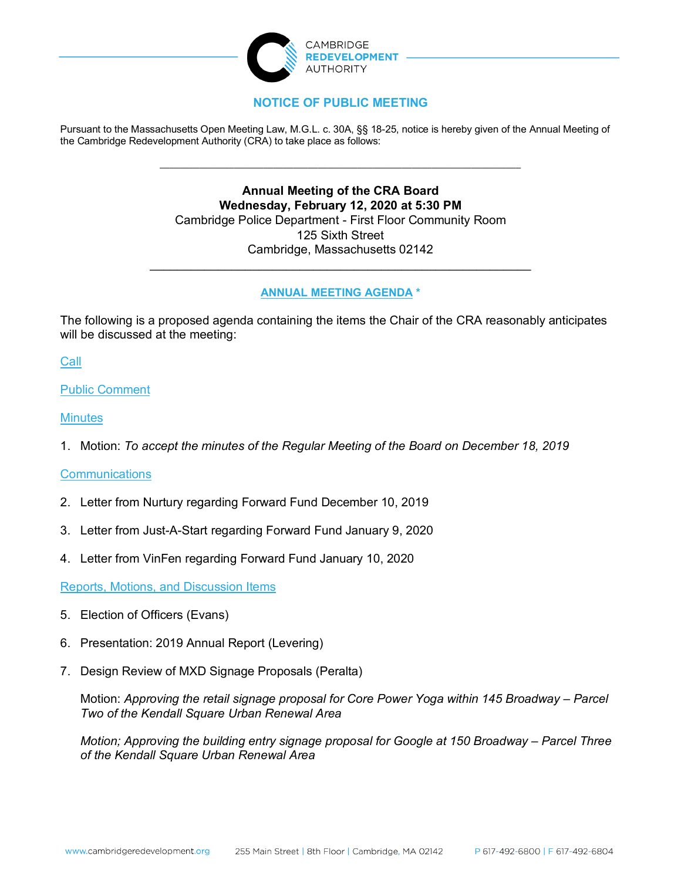CAMBRIDGE
REDEVELOPMENT
AUTHORITY

## NOTICE OF PUBLIC MEETING

Pursuant to the Massachusetts Open Meeting Law, M.G.L. c. 30A, §§ 18-25, notice is hereby given of the Annual Meeting of the Cambridge Redevelopment Authority (CRA) to take place as follows:

---

**Annual Meeting of the CRA Board**
**Wednesday, February 12, 2020 at 5:30 PM**
Cambridge Police Department - First Floor Community Room
125 Sixth Street
Cambridge, Massachusetts 02142

---

### ANNUAL MEETING AGENDA *

The following is a proposed agenda containing the items the Chair of the CRA reasonably anticipates will be discussed at the meeting:

Call

Public Comment

Minutes

1. Motion: *To accept the minutes of the Regular Meeting of the Board on December 18, 2019*

Communications

2. Letter from Nurtury regarding Forward Fund December 10, 2019
3. Letter from Just-A-Start regarding Forward Fund January 9, 2020
4. Letter from VinFen regarding Forward Fund January 10, 2020

Reports, Motions, and Discussion Items

5. Election of Officers (Evans)
6. Presentation: 2019 Annual Report (Levering)
7. Design Review of MXD Signage Proposals (Peralta)

   Motion: *Approving the retail signage proposal for Core Power Yoga within 145 Broadway – Parcel Two of the Kendall Square Urban Renewal Area*

   *Motion; Approving the building entry signage proposal for Google at 150 Broadway – Parcel Three of the Kendall Square Urban Renewal Area*

www.cambridgeredevelopment.org | 255 Main Street | 8th Floor | Cambridge, MA 02142 | P 617-492-6800 | F 617-492-6804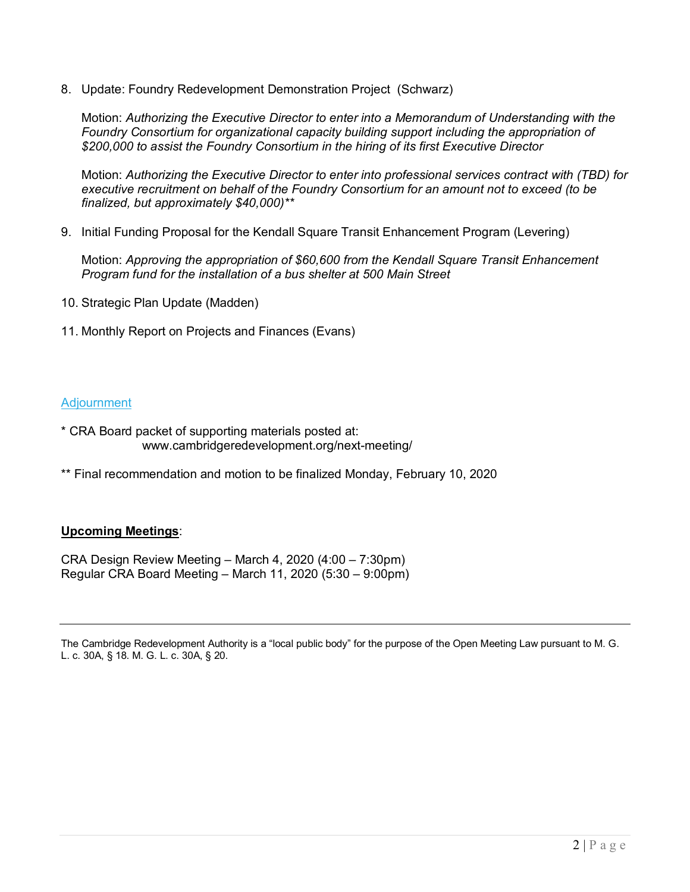8. Update: Foundry Redevelopment Demonstration Project (Schwarz)

   Motion: *Authorizing the Executive Director to enter into a Memorandum of Understanding with the Foundry Consortium for organizational capacity building support including the appropriation of $200,000 to assist the Foundry Consortium in the hiring of its first Executive Director*

   Motion: *Authorizing the Executive Director to enter into professional services contract with (TBD) for executive recruitment on behalf of the Foundry Consortium for an amount not to exceed (to be finalized, but approximately $40,000)***

9. Initial Funding Proposal for the Kendall Square Transit Enhancement Program (Levering)

   Motion: *Approving the appropriation of $60,600 from the Kendall Square Transit Enhancement Program fund for the installation of a bus shelter at 500 Main Street*

10. Strategic Plan Update (Madden)

11. Monthly Report on Projects and Finances (Evans)

Adjournment

* CRA Board packet of supporting materials posted at:
  www.cambridgeredevelopment.org/next-meeting/

** Final recommendation and motion to be finalized Monday, February 10, 2020

**Upcoming Meetings**:

CRA Design Review Meeting – March 4, 2020 (4:00 – 7:30pm)
Regular CRA Board Meeting – March 11, 2020 (5:30 – 9:00pm)

---

The Cambridge Redevelopment Authority is a "local public body" for the purpose of the Open Meeting Law pursuant to M. G. L. c. 30A, § 18. M. G. L. c. 30A, § 20.